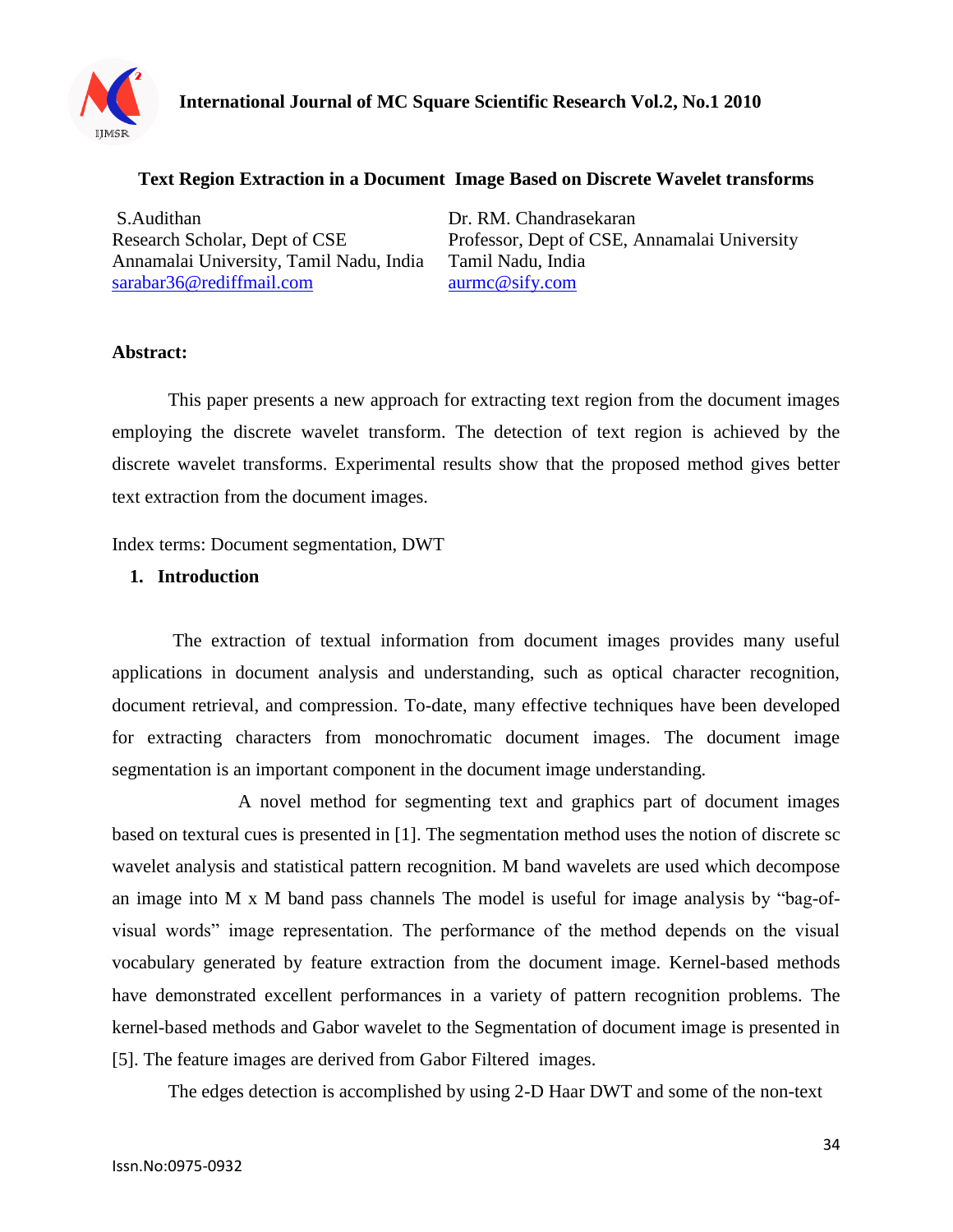# Text Region Extraction in a Document Image Based on Discrete Wavelet transforms

S.Audithan
Research Scholar, Dept of CSE
Annamalai University, Tamil Nadu, India
sarabar36@rediffmail.com

Dr. RM. Chandrasekaran
Professor, Dept of CSE, Annamalai University
Tamil Nadu, India
aurmc@sify.com

**Abstract:**

This paper presents a new approach for extracting text region from the document images employing the discrete wavelet transform. The detection of text region is achieved by the discrete wavelet transforms. Experimental results show that the proposed method gives better text extraction from the document images.

Index terms: Document segmentation, DWT

## 1. Introduction

The extraction of textual information from document images provides many useful applications in document analysis and understanding, such as optical character recognition, document retrieval, and compression. To-date, many effective techniques have been developed for extracting characters from monochromatic document images. The document image segmentation is an important component in the document image understanding.

A novel method for segmenting text and graphics part of document images based on textural cues is presented in [1]. The segmentation method uses the notion of discrete sc wavelet analysis and statistical pattern recognition. M band wavelets are used which decompose an image into M x M band pass channels The model is useful for image analysis by "bag-of-visual words" image representation. The performance of the method depends on the visual vocabulary generated by feature extraction from the document image. Kernel-based methods have demonstrated excellent performances in a variety of pattern recognition problems. The kernel-based methods and Gabor wavelet to the Segmentation of document image is presented in [5]. The feature images are derived from Gabor Filtered images.

The edges detection is accomplished by using 2-D Haar DWT and some of the non-text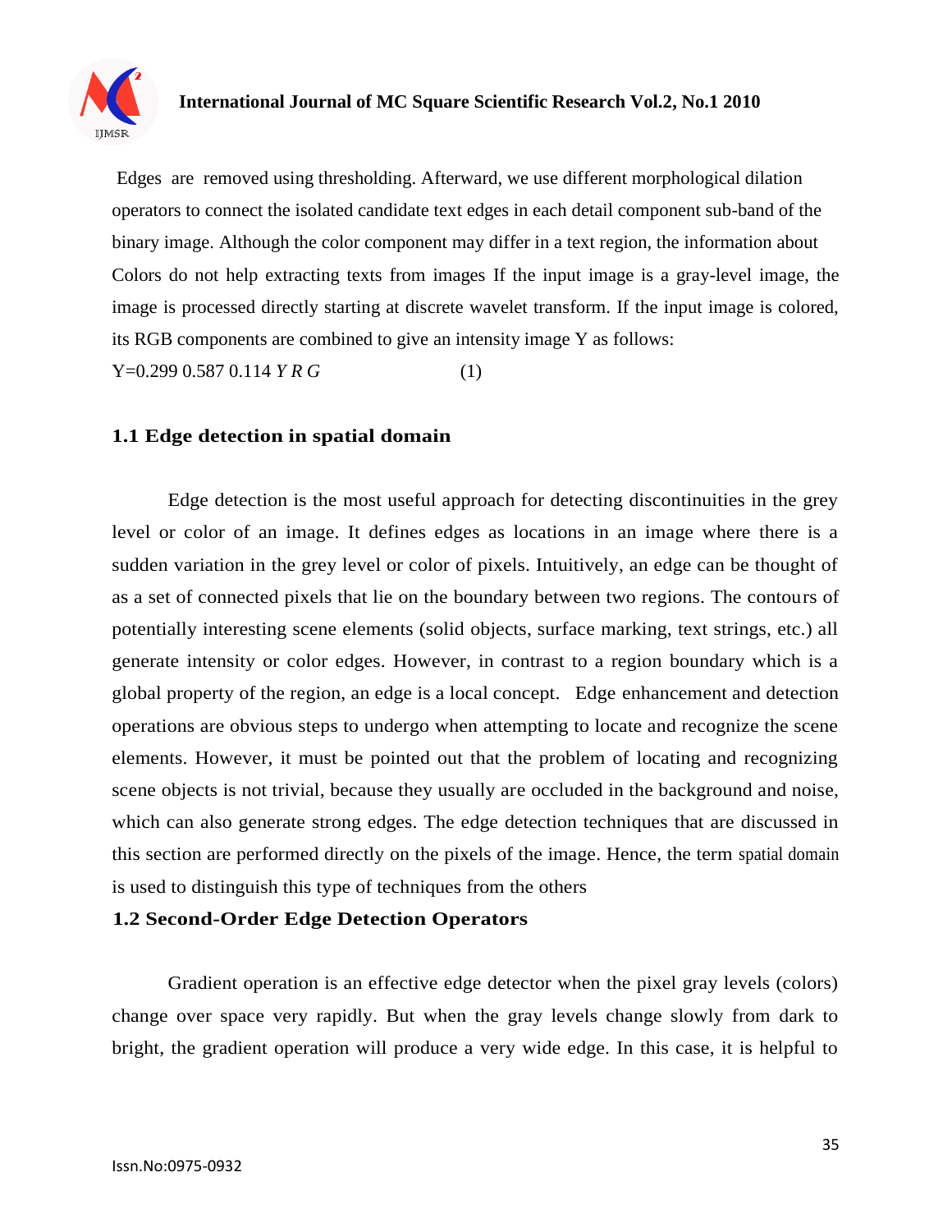Edges are removed using thresholding. Afterward, we use different morphological dilation operators to connect the isolated candidate text edges in each detail component sub-band of the binary image. Although the color component may differ in a text region, the information about Colors do not help extracting texts from images If the input image is a gray-level image, the image is processed directly starting at discrete wavelet transform. If the input image is colored, its RGB components are combined to give an intensity image Y as follows:

Y=0.299 0.587 0.114 *Y R G* (1)

### 1.1 Edge detection in spatial domain

Edge detection is the most useful approach for detecting discontinuities in the grey level or color of an image. It defines edges as locations in an image where there is a sudden variation in the grey level or color of pixels. Intuitively, an edge can be thought of as a set of connected pixels that lie on the boundary between two regions. The contours of potentially interesting scene elements (solid objects, surface marking, text strings, etc.) all generate intensity or color edges. However, in contrast to a region boundary which is a global property of the region, an edge is a local concept. Edge enhancement and detection operations are obvious steps to undergo when attempting to locate and recognize the scene elements. However, it must be pointed out that the problem of locating and recognizing scene objects is not trivial, because they usually are occluded in the background and noise, which can also generate strong edges. The edge detection techniques that are discussed in this section are performed directly on the pixels of the image. Hence, the term spatial domain is used to distinguish this type of techniques from the others

### 1.2 Second-Order Edge Detection Operators

Gradient operation is an effective edge detector when the pixel gray levels (colors) change over space very rapidly. But when the gray levels change slowly from dark to bright, the gradient operation will produce a very wide edge. In this case, it is helpful to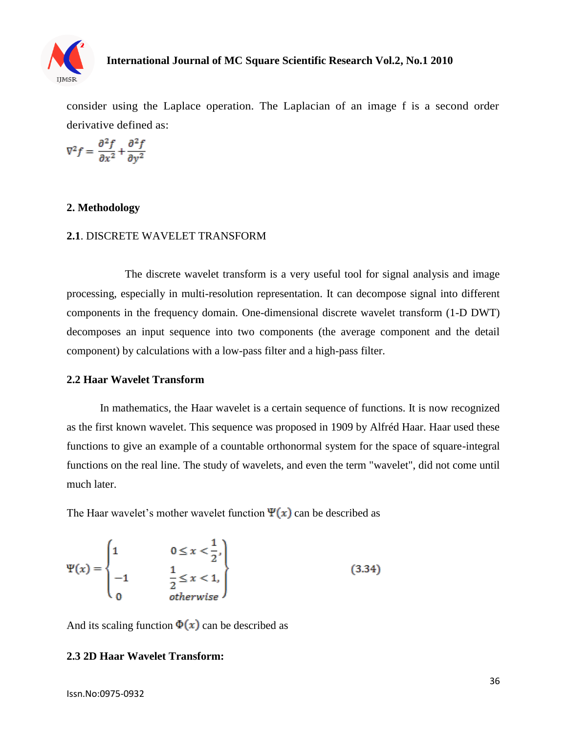consider using the Laplace operation. The Laplacian of an image f is a second order derivative defined as:

$$\nabla^2 f = \frac{\partial^2 f}{\partial x^2} + \frac{\partial^2 f}{\partial y^2}$$

## 2. Methodology

### 2.1. DISCRETE WAVELET TRANSFORM

The discrete wavelet transform is a very useful tool for signal analysis and image processing, especially in multi-resolution representation. It can decompose signal into different components in the frequency domain. One-dimensional discrete wavelet transform (1-D DWT) decomposes an input sequence into two components (the average component and the detail component) by calculations with a low-pass filter and a high-pass filter.

### 2.2 Haar Wavelet Transform

In mathematics, the Haar wavelet is a certain sequence of functions. It is now recognized as the first known wavelet. This sequence was proposed in 1909 by Alfréd Haar. Haar used these functions to give an example of a countable orthonormal system for the space of square-integral functions on the real line. The study of wavelets, and even the term "wavelet", did not come until much later.

The Haar wavelet's mother wavelet function $\Psi(x)$ can be described as

$$\Psi(x) = \begin{cases} 1 & 0 \leq x < \frac{1}{2}, \\ -1 & \frac{1}{2} \leq x < 1, \\ 0 & otherwise \end{cases} \qquad (3.34)$$

And its scaling function $\Phi(x)$ can be described as

### 2.3 2D Haar Wavelet Transform: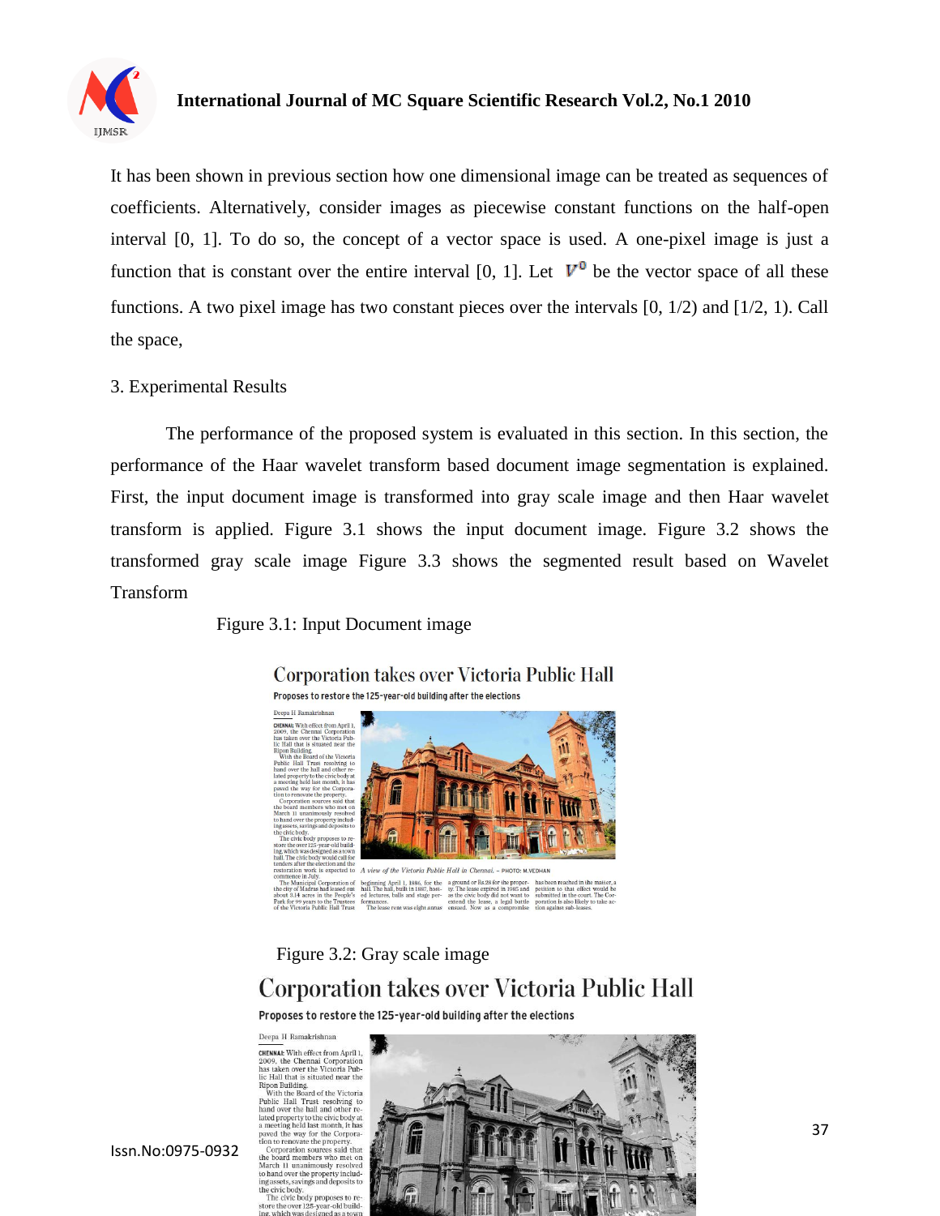It has been shown in previous section how one dimensional image can be treated as sequences of coefficients. Alternatively, consider images as piecewise constant functions on the half-open interval [0, 1]. To do so, the concept of a vector space is used. A one-pixel image is just a function that is constant over the entire interval [0, 1]. Let $V^0$ be the vector space of all these functions. A two pixel image has two constant pieces over the intervals [0, 1/2) and [1/2, 1). Call the space,

## 3. Experimental Results

The performance of the proposed system is evaluated in this section. In this section, the performance of the Haar wavelet transform based document image segmentation is explained. First, the input document image is transformed into gray scale image and then Haar wavelet transform is applied. Figure 3.1 shows the input document image. Figure 3.2 shows the transformed gray scale image Figure 3.3 shows the segmented result based on Wavelet Transform

Figure 3.1: Input Document image

Figure 3.2: Gray scale image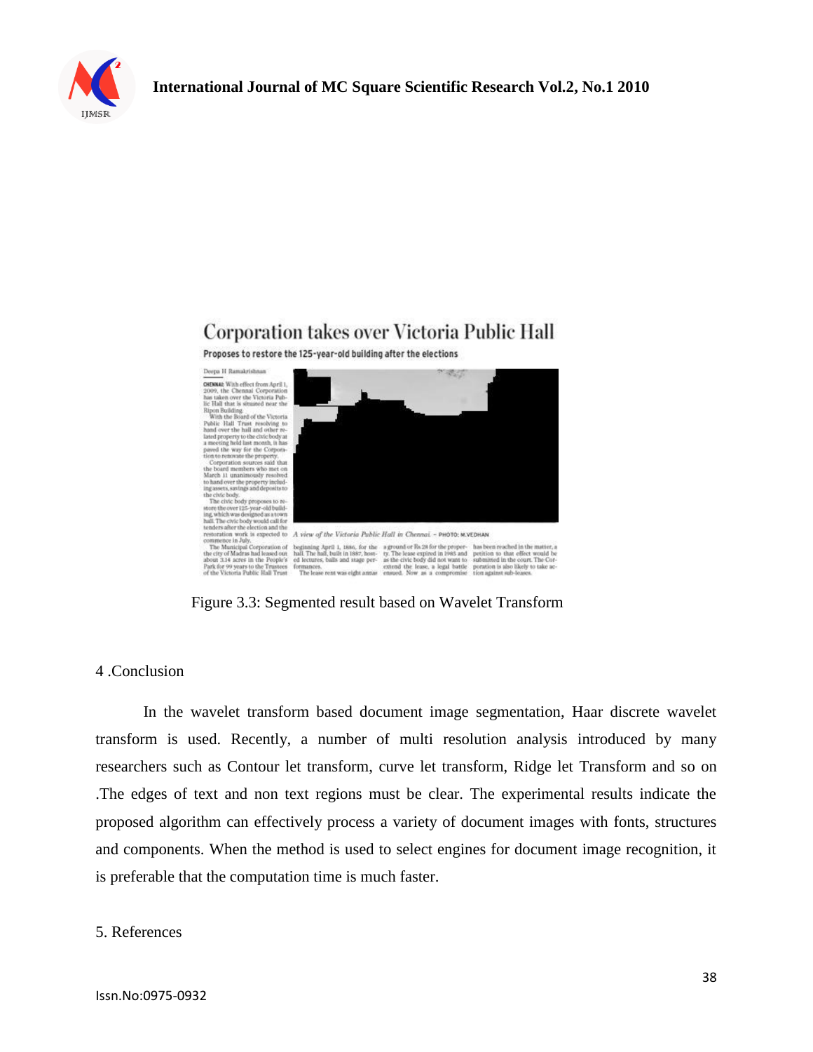Figure 3.3: Segmented result based on Wavelet Transform

## 4 .Conclusion

In the wavelet transform based document image segmentation, Haar discrete wavelet transform is used. Recently, a number of multi resolution analysis introduced by many researchers such as Contour let transform, curve let transform, Ridge let Transform and so on .The edges of text and non text regions must be clear. The experimental results indicate the proposed algorithm can effectively process a variety of document images with fonts, structures and components. When the method is used to select engines for document image recognition, it is preferable that the computation time is much faster.

## 5. References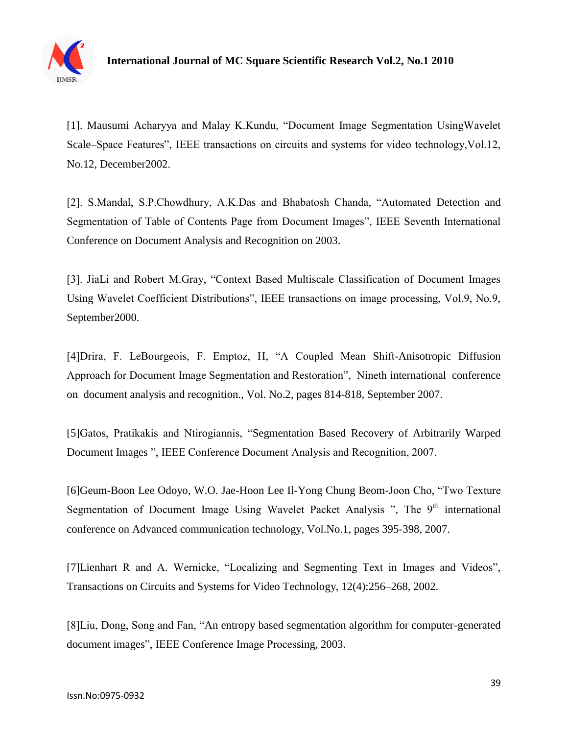[1]. Mausumi Acharyya and Malay K.Kundu, “Document Image Segmentation UsingWavelet Scale–Space Features”, IEEE transactions on circuits and systems for video technology,Vol.12, No.12, December2002.

[2]. S.Mandal, S.P.Chowdhury, A.K.Das and Bhabatosh Chanda, “Automated Detection and Segmentation of Table of Contents Page from Document Images”, IEEE Seventh International Conference on Document Analysis and Recognition on 2003.

[3]. JiaLi and Robert M.Gray, “Context Based Multiscale Classification of Document Images Using Wavelet Coefficient Distributions”, IEEE transactions on image processing, Vol.9, No.9, September2000.

[4]Drira, F. LeBourgeois, F. Emptoz, H, “A Coupled Mean Shift-Anisotropic Diffusion Approach for Document Image Segmentation and Restoration”, Nineth international conference on document analysis and recognition., Vol. No.2, pages 814-818, September 2007.

[5]Gatos, Pratikakis and Ntirogiannis, “Segmentation Based Recovery of Arbitrarily Warped Document Images ”, IEEE Conference Document Analysis and Recognition, 2007.

[6]Geum-Boon Lee Odoyo, W.O. Jae-Hoon Lee Il-Yong Chung Beom-Joon Cho, “Two Texture Segmentation of Document Image Using Wavelet Packet Analysis ”, The 9th international conference on Advanced communication technology, Vol.No.1, pages 395-398, 2007.

[7]Lienhart R and A. Wernicke, “Localizing and Segmenting Text in Images and Videos”, Transactions on Circuits and Systems for Video Technology, 12(4):256–268, 2002.

[8]Liu, Dong, Song and Fan, “An entropy based segmentation algorithm for computer-generated document images”, IEEE Conference Image Processing, 2003.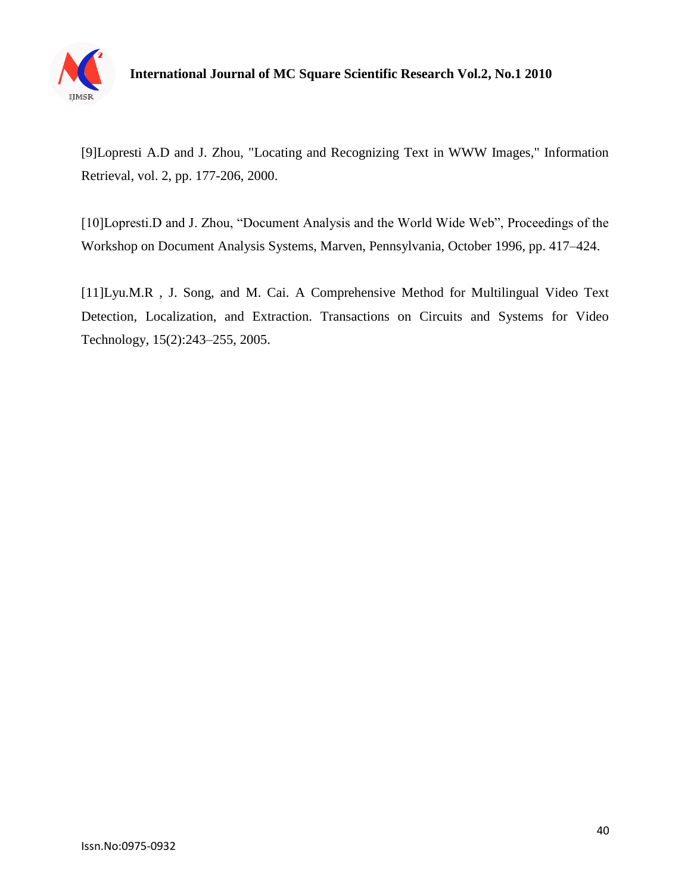[9]Lopresti A.D and J. Zhou, "Locating and Recognizing Text in WWW Images," Information Retrieval, vol. 2, pp. 177-206, 2000.

[10]Lopresti.D and J. Zhou, “Document Analysis and the World Wide Web”, Proceedings of the Workshop on Document Analysis Systems, Marven, Pennsylvania, October 1996, pp. 417–424.

[11]Lyu.M.R , J. Song, and M. Cai. A Comprehensive Method for Multilingual Video Text Detection, Localization, and Extraction. Transactions on Circuits and Systems for Video Technology, 15(2):243–255, 2005.